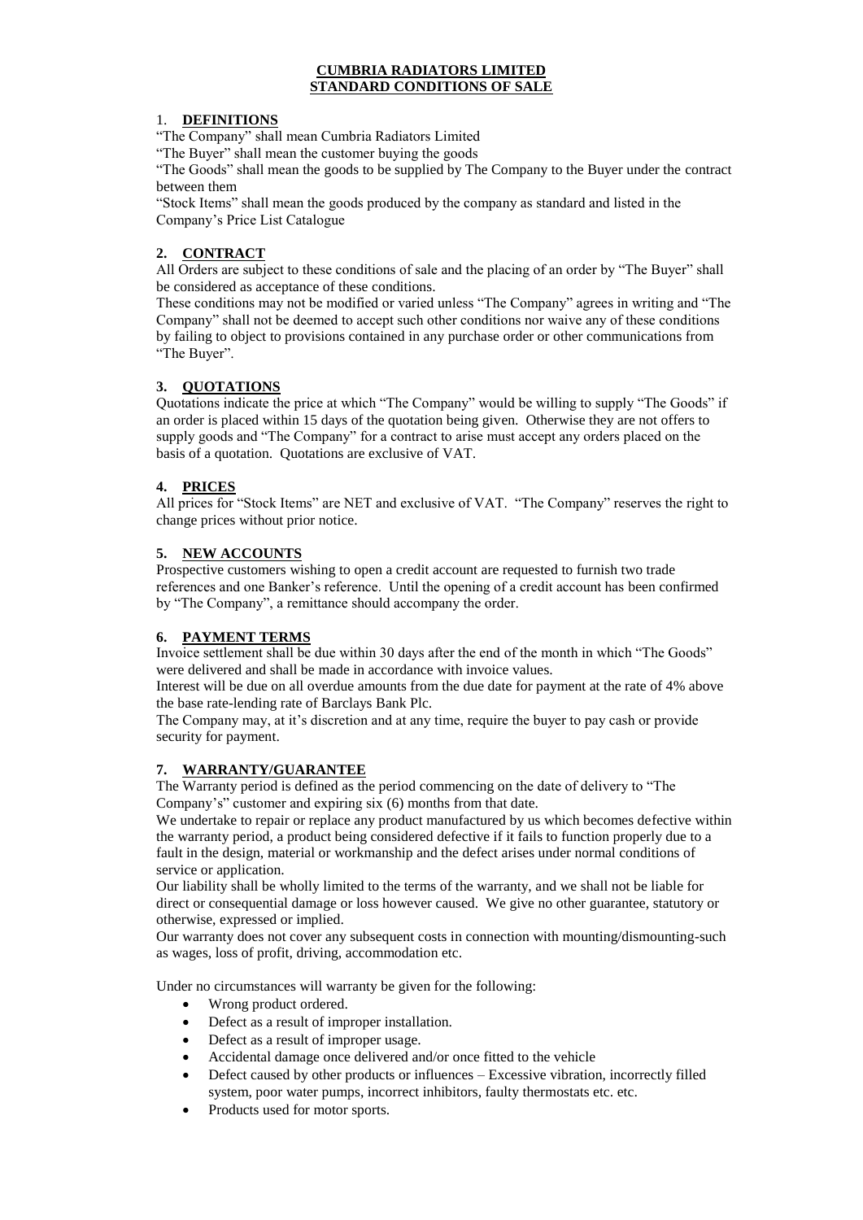# CUMBRIA RADIATORS LIMITED
# STANDARD CONDITIONS OF SALE

## 1. DEFINITIONS

"The Company" shall mean Cumbria Radiators Limited

"The Buyer" shall mean the customer buying the goods

"The Goods" shall mean the goods to be supplied by The Company to the Buyer under the contract between them

"Stock Items" shall mean the goods produced by the company as standard and listed in the Company's Price List Catalogue

## 2. CONTRACT

All Orders are subject to these conditions of sale and the placing of an order by "The Buyer" shall be considered as acceptance of these conditions.

These conditions may not be modified or varied unless "The Company" agrees in writing and "The Company" shall not be deemed to accept such other conditions nor waive any of these conditions by failing to object to provisions contained in any purchase order or other communications from "The Buyer".

## 3. QUOTATIONS

Quotations indicate the price at which "The Company" would be willing to supply "The Goods" if an order is placed within 15 days of the quotation being given. Otherwise they are not offers to supply goods and "The Company" for a contract to arise must accept any orders placed on the basis of a quotation. Quotations are exclusive of VAT.

## 4. PRICES

All prices for "Stock Items" are NET and exclusive of VAT. "The Company" reserves the right to change prices without prior notice.

## 5. NEW ACCOUNTS

Prospective customers wishing to open a credit account are requested to furnish two trade references and one Banker's reference. Until the opening of a credit account has been confirmed by "The Company", a remittance should accompany the order.

## 6. PAYMENT TERMS

Invoice settlement shall be due within 30 days after the end of the month in which "The Goods" were delivered and shall be made in accordance with invoice values.

Interest will be due on all overdue amounts from the due date for payment at the rate of 4% above the base rate-lending rate of Barclays Bank Plc.

The Company may, at it's discretion and at any time, require the buyer to pay cash or provide security for payment.

## 7. WARRANTY/GUARANTEE

The Warranty period is defined as the period commencing on the date of delivery to "The Company's" customer and expiring six (6) months from that date.

We undertake to repair or replace any product manufactured by us which becomes defective within the warranty period, a product being considered defective if it fails to function properly due to a fault in the design, material or workmanship and the defect arises under normal conditions of service or application.

Our liability shall be wholly limited to the terms of the warranty, and we shall not be liable for direct or consequential damage or loss however caused. We give no other guarantee, statutory or otherwise, expressed or implied.

Our warranty does not cover any subsequent costs in connection with mounting/dismounting-such as wages, loss of profit, driving, accommodation etc.

Under no circumstances will warranty be given for the following:

- Wrong product ordered.
- Defect as a result of improper installation.
- Defect as a result of improper usage.
- Accidental damage once delivered and/or once fitted to the vehicle
- Defect caused by other products or influences – Excessive vibration, incorrectly filled system, poor water pumps, incorrect inhibitors, faulty thermostats etc. etc.
- Products used for motor sports.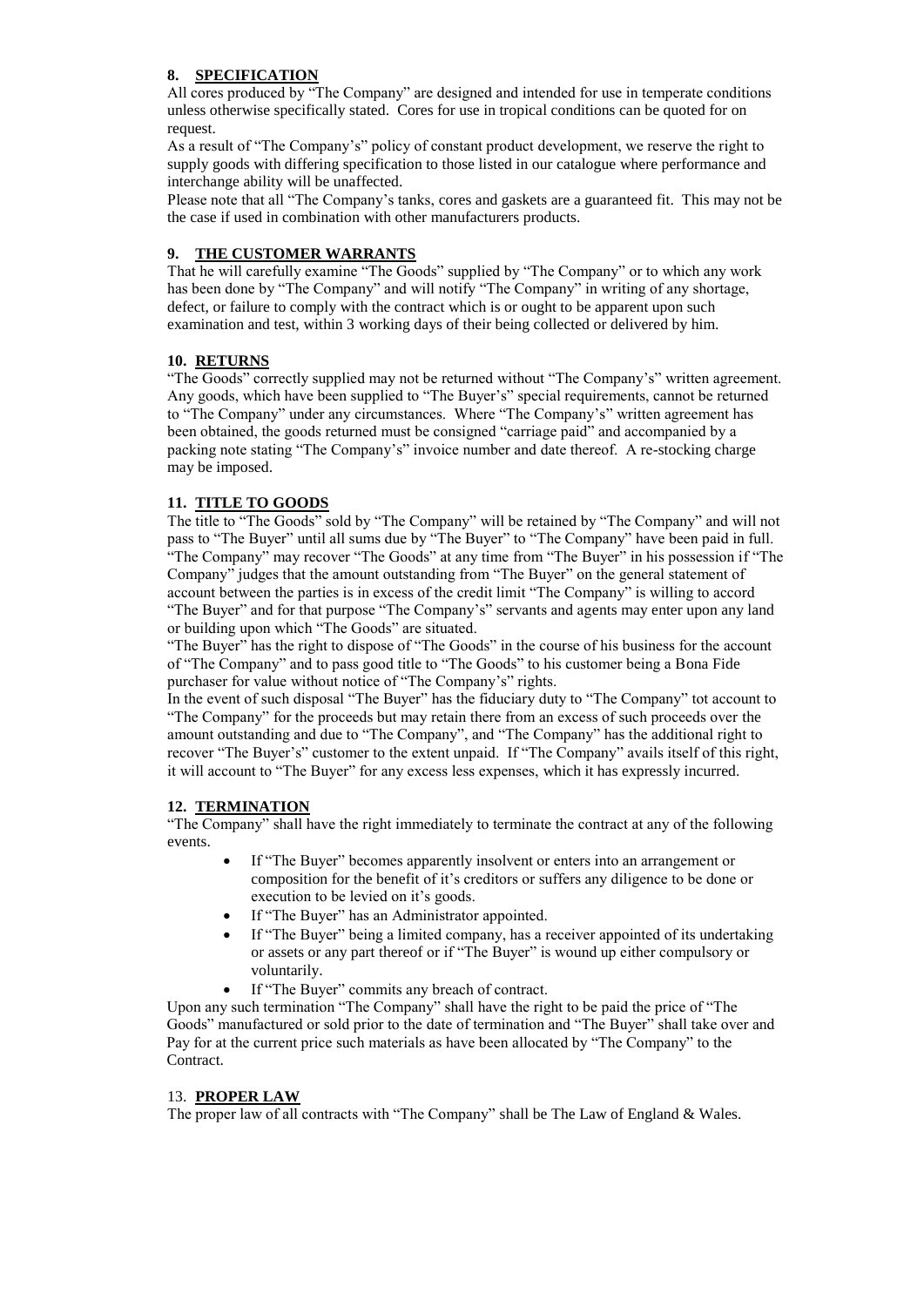## 8. SPECIFICATION

All cores produced by "The Company" are designed and intended for use in temperate conditions unless otherwise specifically stated. Cores for use in tropical conditions can be quoted for on request.

As a result of "The Company's" policy of constant product development, we reserve the right to supply goods with differing specification to those listed in our catalogue where performance and interchange ability will be unaffected.

Please note that all "The Company's tanks, cores and gaskets are a guaranteed fit. This may not be the case if used in combination with other manufacturers products.

## 9. THE CUSTOMER WARRANTS

That he will carefully examine "The Goods" supplied by "The Company" or to which any work has been done by "The Company" and will notify "The Company" in writing of any shortage, defect, or failure to comply with the contract which is or ought to be apparent upon such examination and test, within 3 working days of their being collected or delivered by him.

## 10. RETURNS

"The Goods" correctly supplied may not be returned without "The Company's" written agreement. Any goods, which have been supplied to "The Buyer's" special requirements, cannot be returned to "The Company" under any circumstances. Where "The Company's" written agreement has been obtained, the goods returned must be consigned "carriage paid" and accompanied by a packing note stating "The Company's" invoice number and date thereof. A re-stocking charge may be imposed.

## 11. TITLE TO GOODS

The title to "The Goods" sold by "The Company" will be retained by "The Company" and will not pass to "The Buyer" until all sums due by "The Buyer" to "The Company" have been paid in full. "The Company" may recover "The Goods" at any time from "The Buyer" in his possession if "The Company" judges that the amount outstanding from "The Buyer" on the general statement of account between the parties is in excess of the credit limit "The Company" is willing to accord "The Buyer" and for that purpose "The Company's" servants and agents may enter upon any land or building upon which "The Goods" are situated.

"The Buyer" has the right to dispose of "The Goods" in the course of his business for the account of "The Company" and to pass good title to "The Goods" to his customer being a Bona Fide purchaser for value without notice of "The Company's" rights.

In the event of such disposal "The Buyer" has the fiduciary duty to "The Company" tot account to "The Company" for the proceeds but may retain there from an excess of such proceeds over the amount outstanding and due to "The Company", and "The Company" has the additional right to recover "The Buyer's" customer to the extent unpaid. If "The Company" avails itself of this right, it will account to "The Buyer" for any excess less expenses, which it has expressly incurred.

## 12. TERMINATION

"The Company" shall have the right immediately to terminate the contract at any of the following events.

- If "The Buyer" becomes apparently insolvent or enters into an arrangement or composition for the benefit of it's creditors or suffers any diligence to be done or execution to be levied on it's goods.
- If "The Buyer" has an Administrator appointed.
- If "The Buyer" being a limited company, has a receiver appointed of its undertaking or assets or any part thereof or if "The Buyer" is wound up either compulsory or voluntarily.
- If "The Buyer" commits any breach of contract.

Upon any such termination "The Company" shall have the right to be paid the price of "The Goods" manufactured or sold prior to the date of termination and "The Buyer" shall take over and Pay for at the current price such materials as have been allocated by "The Company" to the Contract.

## 13. PROPER LAW

The proper law of all contracts with "The Company" shall be The Law of England & Wales.